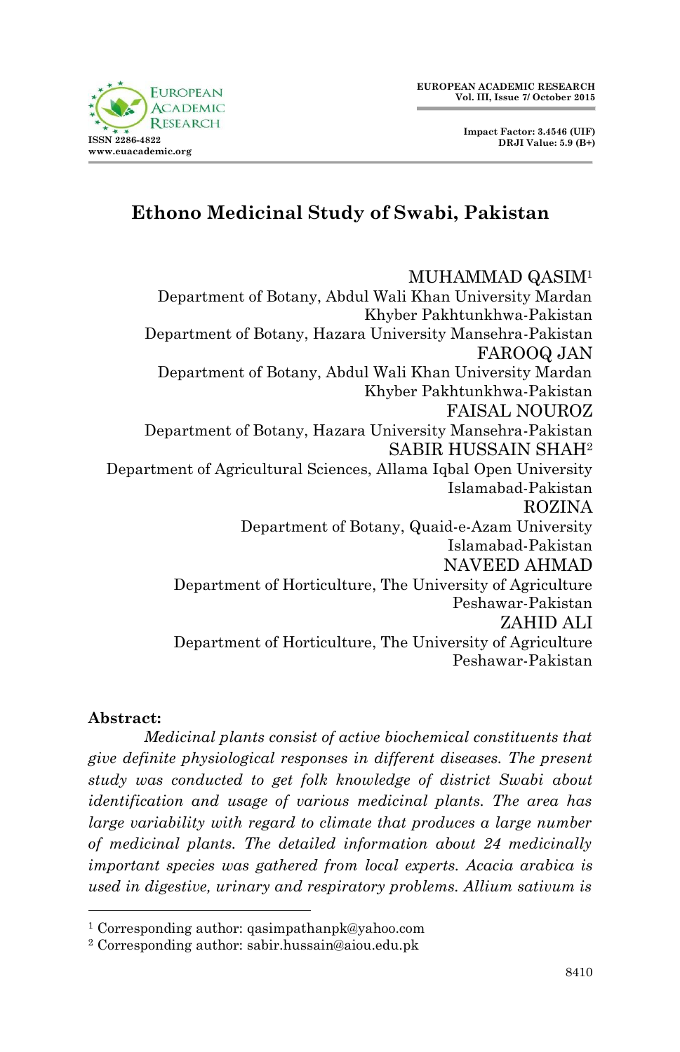# Ethono Medicinal Study of Swabi, Pakistan

MUHAMMAD QASIM[1]
Department of Botany, Abdul Wali Khan University Mardan
Khyber Pakhtunkhwa-Pakistan
Department of Botany, Hazara University Mansehra-Pakistan

FAROOQ JAN
Department of Botany, Abdul Wali Khan University Mardan
Khyber Pakhtunkhwa-Pakistan

FAISAL NOUROZ
Department of Botany, Hazara University Mansehra-Pakistan

SABIR HUSSAIN SHAH[2]
Department of Agricultural Sciences, Allama Iqbal Open University
Islamabad-Pakistan

ROZINA
Department of Botany, Quaid-e-Azam University
Islamabad-Pakistan

NAVEED AHMAD
Department of Horticulture, The University of Agriculture
Peshawar-Pakistan

ZAHID ALI
Department of Horticulture, The University of Agriculture
Peshawar-Pakistan

**Abstract:**

*Medicinal plants consist of active biochemical constituents that give definite physiological responses in different diseases. The present study was conducted to get folk knowledge of district Swabi about identification and usage of various medicinal plants. The area has large variability with regard to climate that produces a large number of medicinal plants. The detailed information about 24 medicinally important species was gathered from local experts. Acacia arabica is used in digestive, urinary and respiratory problems. Allium sativum is*

---

[1] Corresponding author: qasimpathanpk@yahoo.com

[2] Corresponding author: sabir.hussain@aiou.edu.pk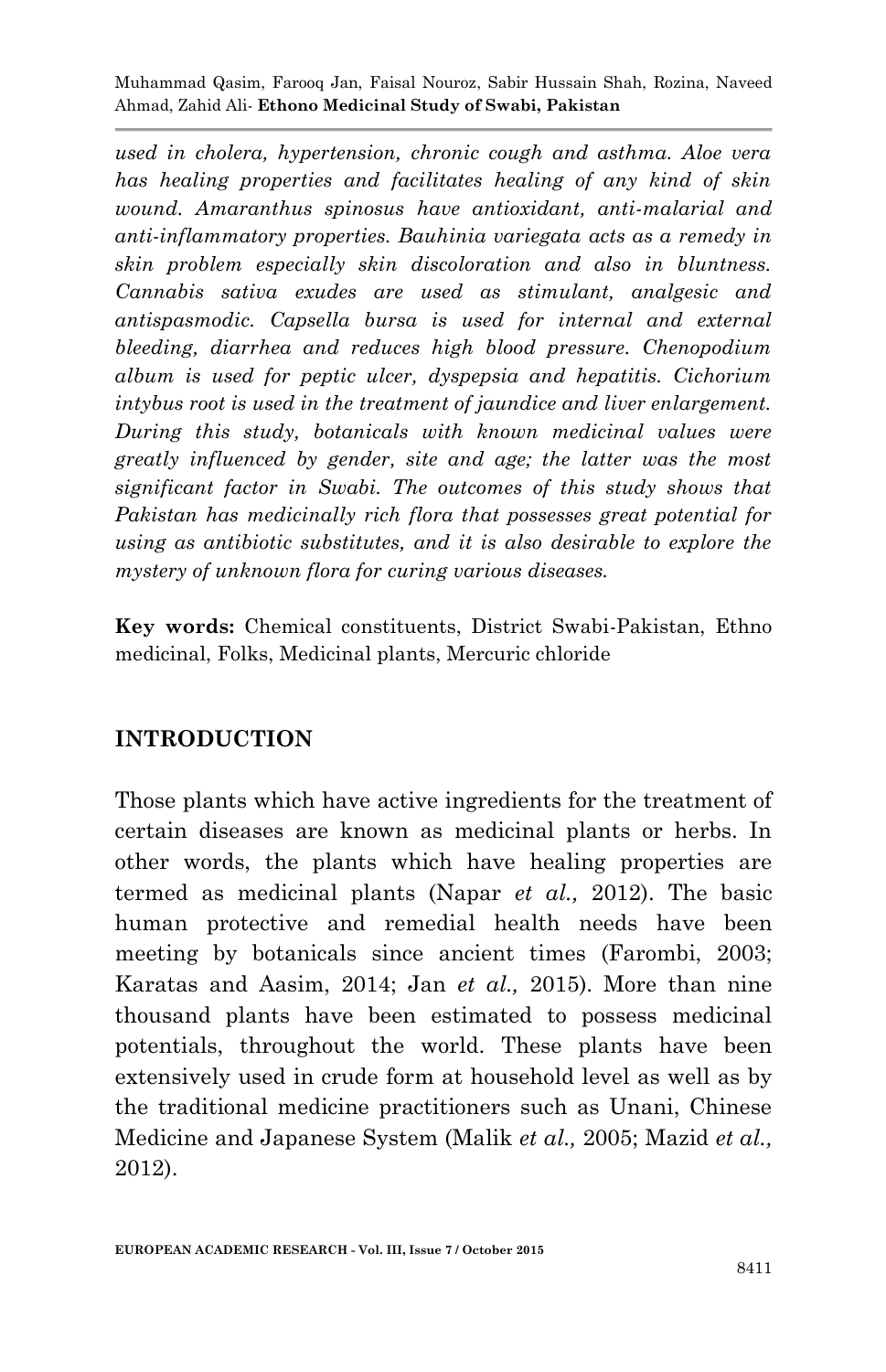*used in cholera, hypertension, chronic cough and asthma. Aloe vera has healing properties and facilitates healing of any kind of skin wound. Amaranthus spinosus have antioxidant, anti-malarial and anti-inflammatory properties. Bauhinia variegata acts as a remedy in skin problem especially skin discoloration and also in bluntness. Cannabis sativa exudes are used as stimulant, analgesic and antispasmodic. Capsella bursa is used for internal and external bleeding, diarrhea and reduces high blood pressure. Chenopodium album is used for peptic ulcer, dyspepsia and hepatitis. Cichorium intybus root is used in the treatment of jaundice and liver enlargement. During this study, botanicals with known medicinal values were greatly influenced by gender, site and age; the latter was the most significant factor in Swabi. The outcomes of this study shows that Pakistan has medicinally rich flora that possesses great potential for using as antibiotic substitutes, and it is also desirable to explore the mystery of unknown flora for curing various diseases.*

**Key words:** Chemical constituents, District Swabi-Pakistan, Ethno medicinal, Folks, Medicinal plants, Mercuric chloride

## INTRODUCTION

Those plants which have active ingredients for the treatment of certain diseases are known as medicinal plants or herbs. In other words, the plants which have healing properties are termed as medicinal plants (Napar *et al.,* 2012). The basic human protective and remedial health needs have been meeting by botanicals since ancient times (Farombi, 2003; Karatas and Aasim, 2014; Jan *et al.,* 2015). More than nine thousand plants have been estimated to possess medicinal potentials, throughout the world. These plants have been extensively used in crude form at household level as well as by the traditional medicine practitioners such as Unani, Chinese Medicine and Japanese System (Malik *et al.,* 2005; Mazid *et al.,* 2012).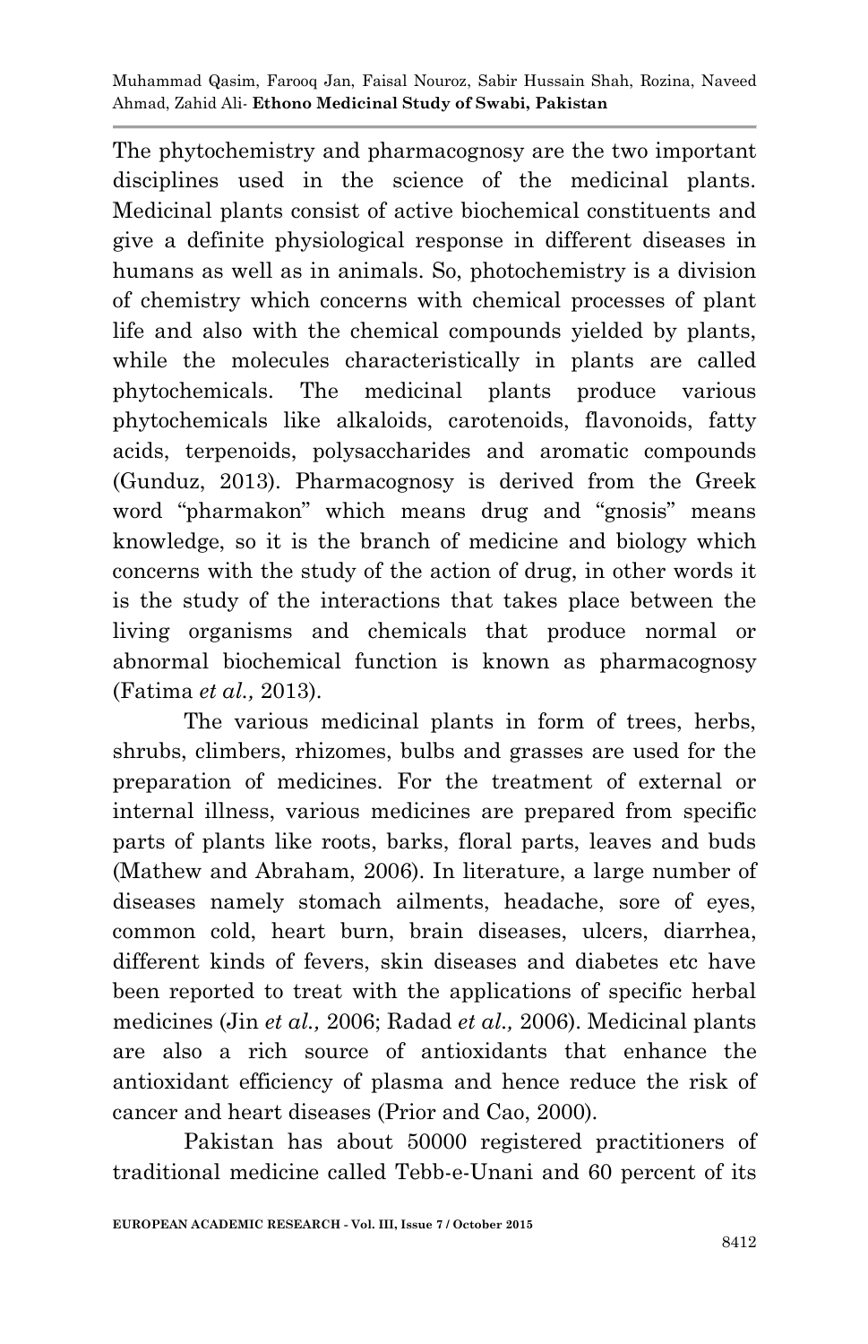The phytochemistry and pharmacognosy are the two important disciplines used in the science of the medicinal plants. Medicinal plants consist of active biochemical constituents and give a definite physiological response in different diseases in humans as well as in animals. So, photochemistry is a division of chemistry which concerns with chemical processes of plant life and also with the chemical compounds yielded by plants, while the molecules characteristically in plants are called phytochemicals. The medicinal plants produce various phytochemicals like alkaloids, carotenoids, flavonoids, fatty acids, terpenoids, polysaccharides and aromatic compounds (Gunduz, 2013). Pharmacognosy is derived from the Greek word "pharmakon" which means drug and "gnosis" means knowledge, so it is the branch of medicine and biology which concerns with the study of the action of drug, in other words it is the study of the interactions that takes place between the living organisms and chemicals that produce normal or abnormal biochemical function is known as pharmacognosy (Fatima *et al.,* 2013).

The various medicinal plants in form of trees, herbs, shrubs, climbers, rhizomes, bulbs and grasses are used for the preparation of medicines. For the treatment of external or internal illness, various medicines are prepared from specific parts of plants like roots, barks, floral parts, leaves and buds (Mathew and Abraham, 2006). In literature, a large number of diseases namely stomach ailments, headache, sore of eyes, common cold, heart burn, brain diseases, ulcers, diarrhea, different kinds of fevers, skin diseases and diabetes etc have been reported to treat with the applications of specific herbal medicines (Jin *et al.,* 2006; Radad *et al.,* 2006). Medicinal plants are also a rich source of antioxidants that enhance the antioxidant efficiency of plasma and hence reduce the risk of cancer and heart diseases (Prior and Cao, 2000).

Pakistan has about 50000 registered practitioners of traditional medicine called Tebb-e-Unani and 60 percent of its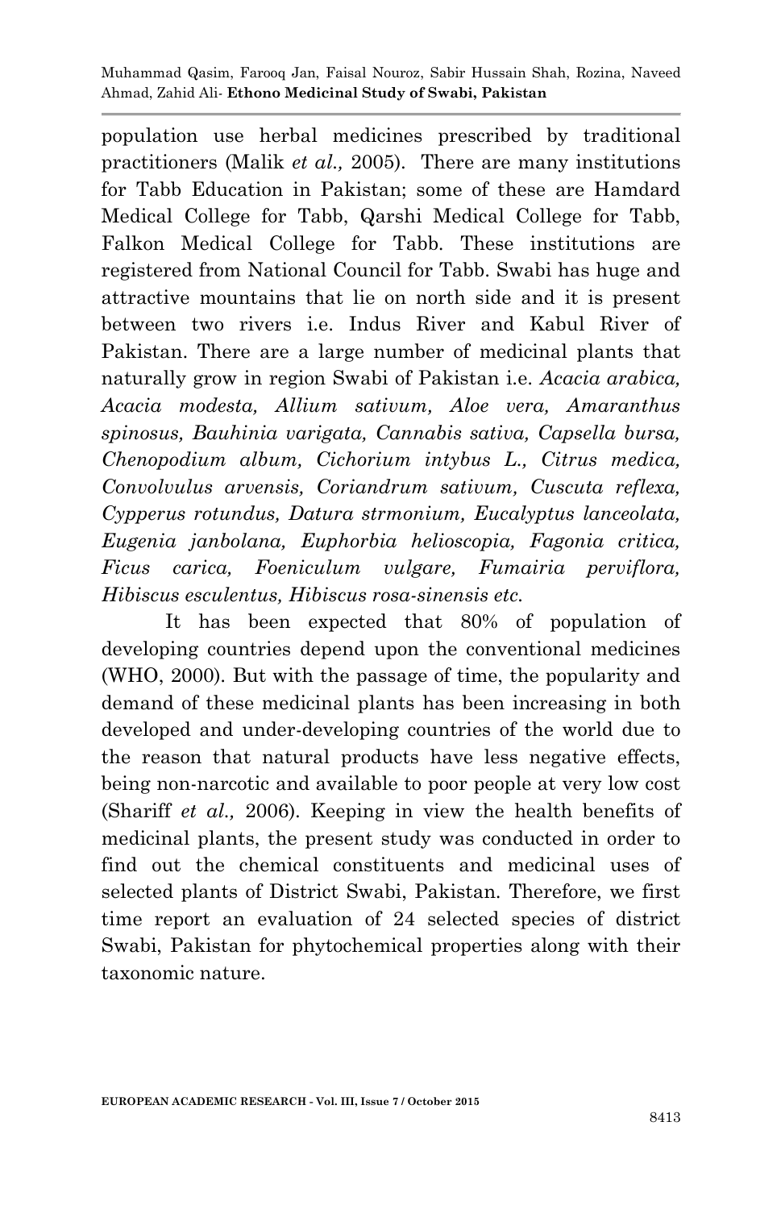population use herbal medicines prescribed by traditional practitioners (Malik *et al.,* 2005). There are many institutions for Tabb Education in Pakistan; some of these are Hamdard Medical College for Tabb, Qarshi Medical College for Tabb, Falkon Medical College for Tabb. These institutions are registered from National Council for Tabb. Swabi has huge and attractive mountains that lie on north side and it is present between two rivers i.e. Indus River and Kabul River of Pakistan. There are a large number of medicinal plants that naturally grow in region Swabi of Pakistan i.e. *Acacia arabica, Acacia modesta, Allium sativum, Aloe vera, Amaranthus spinosus, Bauhinia varigata, Cannabis sativa, Capsella bursa, Chenopodium album, Cichorium intybus L., Citrus medica, Convolvulus arvensis, Coriandrum sativum, Cuscuta reflexa, Cypperus rotundus, Datura strmonium, Eucalyptus lanceolata, Eugenia janbolana, Euphorbia helioscopia, Fagonia critica, Ficus carica, Foeniculum vulgare, Fumairia perviflora, Hibiscus esculentus, Hibiscus rosa-sinensis etc.*

It has been expected that 80% of population of developing countries depend upon the conventional medicines (WHO, 2000). But with the passage of time, the popularity and demand of these medicinal plants has been increasing in both developed and under-developing countries of the world due to the reason that natural products have less negative effects, being non-narcotic and available to poor people at very low cost (Shariff *et al.,* 2006). Keeping in view the health benefits of medicinal plants, the present study was conducted in order to find out the chemical constituents and medicinal uses of selected plants of District Swabi, Pakistan. Therefore, we first time report an evaluation of 24 selected species of district Swabi, Pakistan for phytochemical properties along with their taxonomic nature.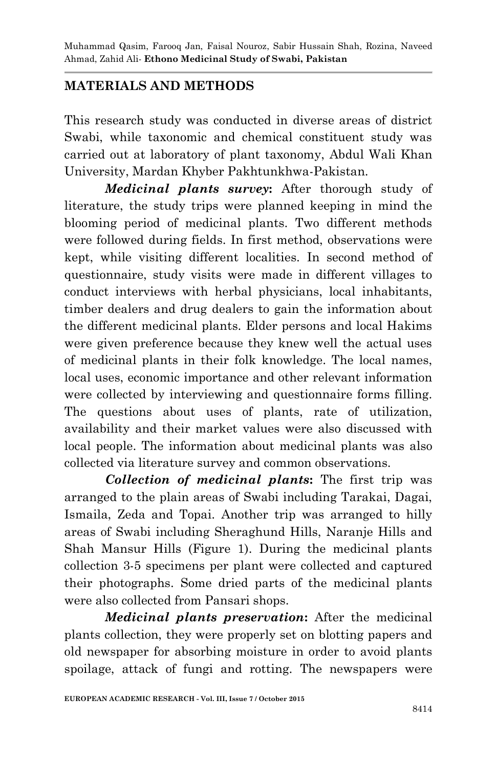## MATERIALS AND METHODS

This research study was conducted in diverse areas of district Swabi, while taxonomic and chemical constituent study was carried out at laboratory of plant taxonomy, Abdul Wali Khan University, Mardan Khyber Pakhtunkhwa-Pakistan.

***Medicinal plants survey*:** After thorough study of literature, the study trips were planned keeping in mind the blooming period of medicinal plants. Two different methods were followed during fields. In first method, observations were kept, while visiting different localities. In second method of questionnaire, study visits were made in different villages to conduct interviews with herbal physicians, local inhabitants, timber dealers and drug dealers to gain the information about the different medicinal plants. Elder persons and local Hakims were given preference because they knew well the actual uses of medicinal plants in their folk knowledge. The local names, local uses, economic importance and other relevant information were collected by interviewing and questionnaire forms filling. The questions about uses of plants, rate of utilization, availability and their market values were also discussed with local people. The information about medicinal plants was also collected via literature survey and common observations.

***Collection of medicinal plants*:** The first trip was arranged to the plain areas of Swabi including Tarakai, Dagai, Ismaila, Zeda and Topai. Another trip was arranged to hilly areas of Swabi including Sheraghund Hills, Naranje Hills and Shah Mansur Hills (Figure 1). During the medicinal plants collection 3-5 specimens per plant were collected and captured their photographs. Some dried parts of the medicinal plants were also collected from Pansari shops.

***Medicinal plants preservation*:** After the medicinal plants collection, they were properly set on blotting papers and old newspaper for absorbing moisture in order to avoid plants spoilage, attack of fungi and rotting. The newspapers were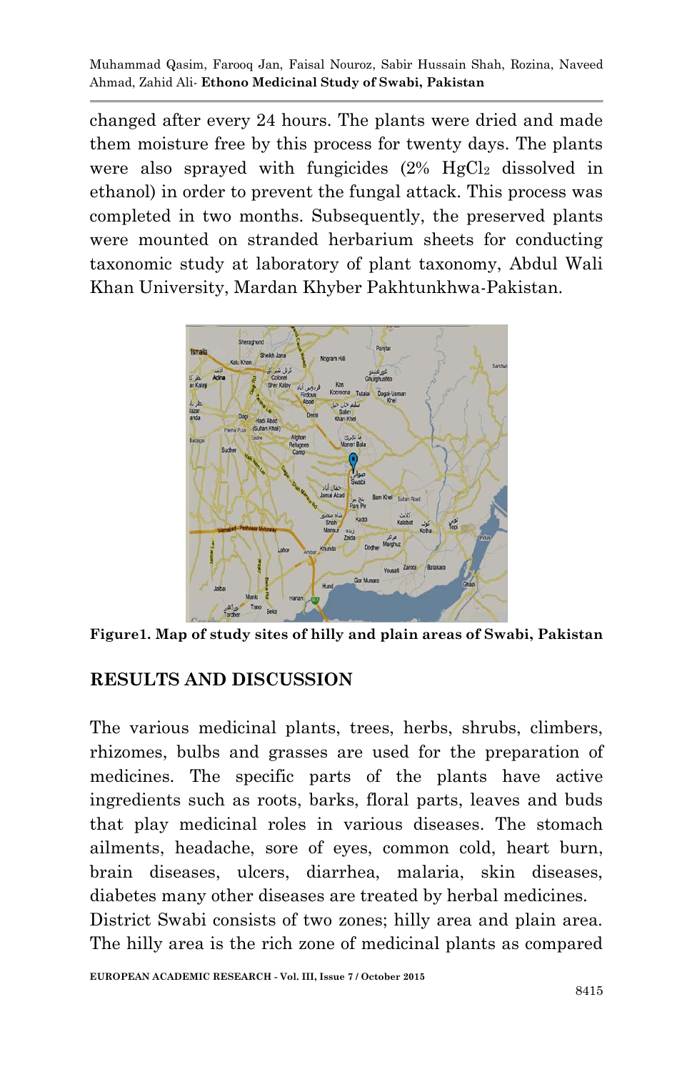changed after every 24 hours. The plants were dried and made them moisture free by this process for twenty days. The plants were also sprayed with fungicides (2% $HgCl_2$ dissolved in ethanol) in order to prevent the fungal attack. This process was completed in two months. Subsequently, the preserved plants were mounted on stranded herbarium sheets for conducting taxonomic study at laboratory of plant taxonomy, Abdul Wali Khan University, Mardan Khyber Pakhtunkhwa-Pakistan.

**Figure1. Map of study sites of hilly and plain areas of Swabi, Pakistan**

## RESULTS AND DISCUSSION

The various medicinal plants, trees, herbs, shrubs, climbers, rhizomes, bulbs and grasses are used for the preparation of medicines. The specific parts of the plants have active ingredients such as roots, barks, floral parts, leaves and buds that play medicinal roles in various diseases. The stomach ailments, headache, sore of eyes, common cold, heart burn, brain diseases, ulcers, diarrhea, malaria, skin diseases, diabetes many other diseases are treated by herbal medicines.

District Swabi consists of two zones; hilly area and plain area. The hilly area is the rich zone of medicinal plants as compared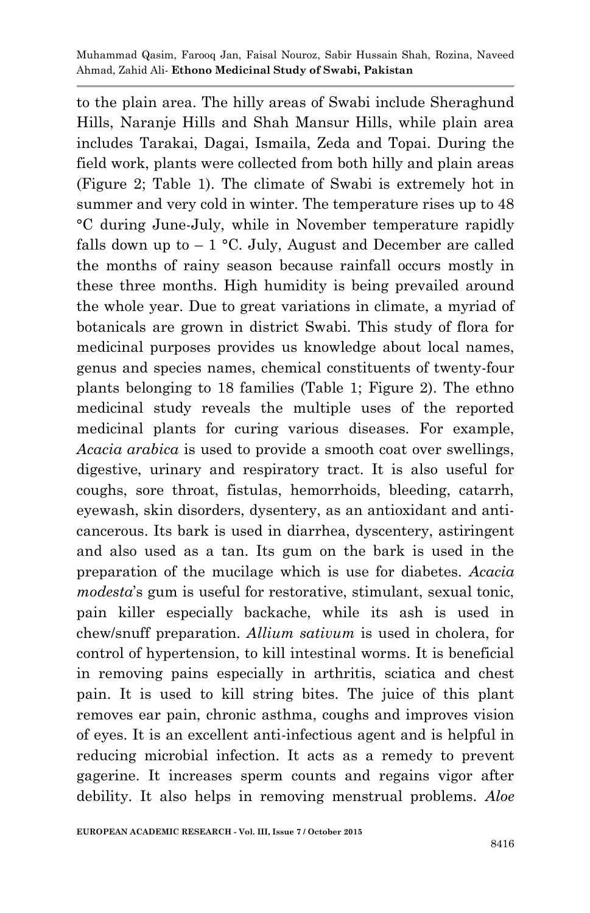to the plain area. The hilly areas of Swabi include Sheraghund Hills, Naranje Hills and Shah Mansur Hills, while plain area includes Tarakai, Dagai, Ismaila, Zeda and Topai. During the field work, plants were collected from both hilly and plain areas (Figure 2; Table 1). The climate of Swabi is extremely hot in summer and very cold in winter. The temperature rises up to 48 °C during June-July, while in November temperature rapidly falls down up to – 1 °C. July, August and December are called the months of rainy season because rainfall occurs mostly in these three months. High humidity is being prevailed around the whole year. Due to great variations in climate, a myriad of botanicals are grown in district Swabi. This study of flora for medicinal purposes provides us knowledge about local names, genus and species names, chemical constituents of twenty-four plants belonging to 18 families (Table 1; Figure 2). The ethno medicinal study reveals the multiple uses of the reported medicinal plants for curing various diseases. For example, *Acacia arabica* is used to provide a smooth coat over swellings, digestive, urinary and respiratory tract. It is also useful for coughs, sore throat, fistulas, hemorrhoids, bleeding, catarrh, eyewash, skin disorders, dysentery, as an antioxidant and anti-cancerous. Its bark is used in diarrhea, dyscentery, astiringent and also used as a tan. Its gum on the bark is used in the preparation of the mucilage which is use for diabetes. *Acacia modesta*'s gum is useful for restorative, stimulant, sexual tonic, pain killer especially backache, while its ash is used in chew/snuff preparation. *Allium sativum* is used in cholera, for control of hypertension, to kill intestinal worms. It is beneficial in removing pains especially in arthritis, sciatica and chest pain. It is used to kill string bites. The juice of this plant removes ear pain, chronic asthma, coughs and improves vision of eyes. It is an excellent anti-infectious agent and is helpful in reducing microbial infection. It acts as a remedy to prevent gagerine. It increases sperm counts and regains vigor after debility. It also helps in removing menstrual problems. *Aloe*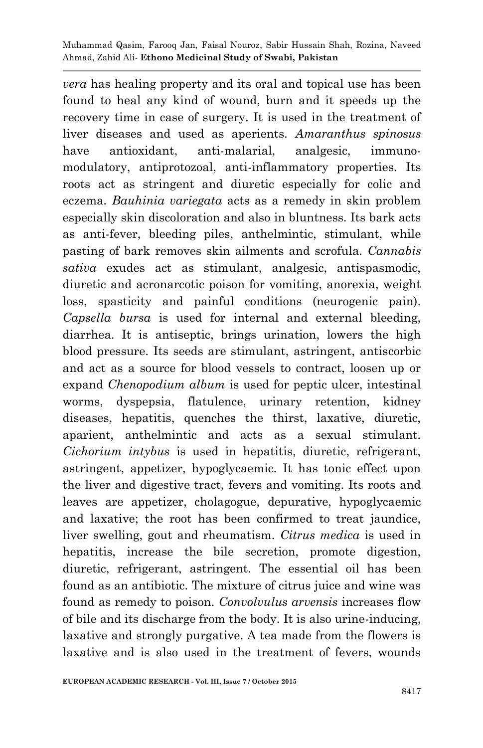*vera* has healing property and its oral and topical use has been found to heal any kind of wound, burn and it speeds up the recovery time in case of surgery. It is used in the treatment of liver diseases and used as aperients. *Amaranthus spinosus* have antioxidant, anti-malarial, analgesic, immuno-modulatory, antiprotozoal, anti-inflammatory properties. Its roots act as stringent and diuretic especially for colic and eczema. *Bauhinia variegata* acts as a remedy in skin problem especially skin discoloration and also in bluntness. Its bark acts as anti-fever, bleeding piles, anthelmintic, stimulant, while pasting of bark removes skin ailments and scrofula. *Cannabis sativa* exudes act as stimulant, analgesic, antispasmodic, diuretic and acronarcotic poison for vomiting, anorexia, weight loss, spasticity and painful conditions (neurogenic pain). *Capsella bursa* is used for internal and external bleeding, diarrhea. It is antiseptic, brings urination, lowers the high blood pressure. Its seeds are stimulant, astringent, antiscorbic and act as a source for blood vessels to contract, loosen up or expand *Chenopodium album* is used for peptic ulcer, intestinal worms, dyspepsia, flatulence, urinary retention, kidney diseases, hepatitis, quenches the thirst, laxative, diuretic, aparient, anthelmintic and acts as a sexual stimulant. *Cichorium intybus* is used in hepatitis, diuretic, refrigerant, astringent, appetizer, hypoglycaemic. It has tonic effect upon the liver and digestive tract, fevers and vomiting. Its roots and leaves are appetizer, cholagogue, depurative, hypoglycaemic and laxative; the root has been confirmed to treat jaundice, liver swelling, gout and rheumatism. *Citrus medica* is used in hepatitis, increase the bile secretion, promote digestion, diuretic, refrigerant, astringent. The essential oil has been found as an antibiotic. The mixture of citrus juice and wine was found as remedy to poison. *Convolvulus arvensis* increases flow of bile and its discharge from the body. It is also urine-inducing, laxative and strongly purgative. A tea made from the flowers is laxative and is also used in the treatment of fevers, wounds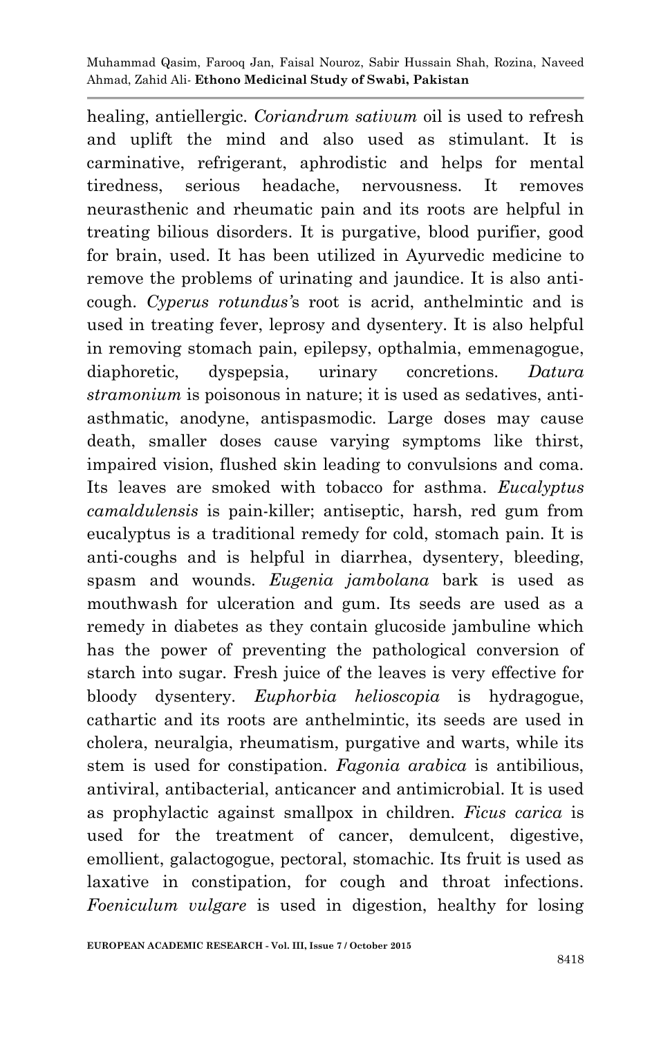healing, antiellergic. *Coriandrum sativum* oil is used to refresh and uplift the mind and also used as stimulant. It is carminative, refrigerant, aphrodistic and helps for mental tiredness, serious headache, nervousness. It removes neurasthenic and rheumatic pain and its roots are helpful in treating bilious disorders. It is purgative, blood purifier, good for brain, used. It has been utilized in Ayurvedic medicine to remove the problems of urinating and jaundice. It is also anti-cough. *Cyperus rotundus'*s root is acrid, anthelmintic and is used in treating fever, leprosy and dysentery. It is also helpful in removing stomach pain, epilepsy, opthalmia, emmenagogue, diaphoretic, dyspepsia, urinary concretions. *Datura stramonium* is poisonous in nature; it is used as sedatives, anti-asthmatic, anodyne, antispasmodic. Large doses may cause death, smaller doses cause varying symptoms like thirst, impaired vision, flushed skin leading to convulsions and coma. Its leaves are smoked with tobacco for asthma. *Eucalyptus camaldulensis* is pain-killer; antiseptic, harsh, red gum from eucalyptus is a traditional remedy for cold, stomach pain. It is anti-coughs and is helpful in diarrhea, dysentery, bleeding, spasm and wounds. *Eugenia jambolana* bark is used as mouthwash for ulceration and gum. Its seeds are used as a remedy in diabetes as they contain glucoside jambuline which has the power of preventing the pathological conversion of starch into sugar. Fresh juice of the leaves is very effective for bloody dysentery. *Euphorbia helioscopia* is hydragogue, cathartic and its roots are anthelmintic, its seeds are used in cholera, neuralgia, rheumatism, purgative and warts, while its stem is used for constipation. *Fagonia arabica* is antibilious, antiviral, antibacterial, anticancer and antimicrobial. It is used as prophylactic against smallpox in children. *Ficus carica* is used for the treatment of cancer, demulcent, digestive, emollient, galactogogue, pectoral, stomachic. Its fruit is used as laxative in constipation, for cough and throat infections. *Foeniculum vulgare* is used in digestion, healthy for losing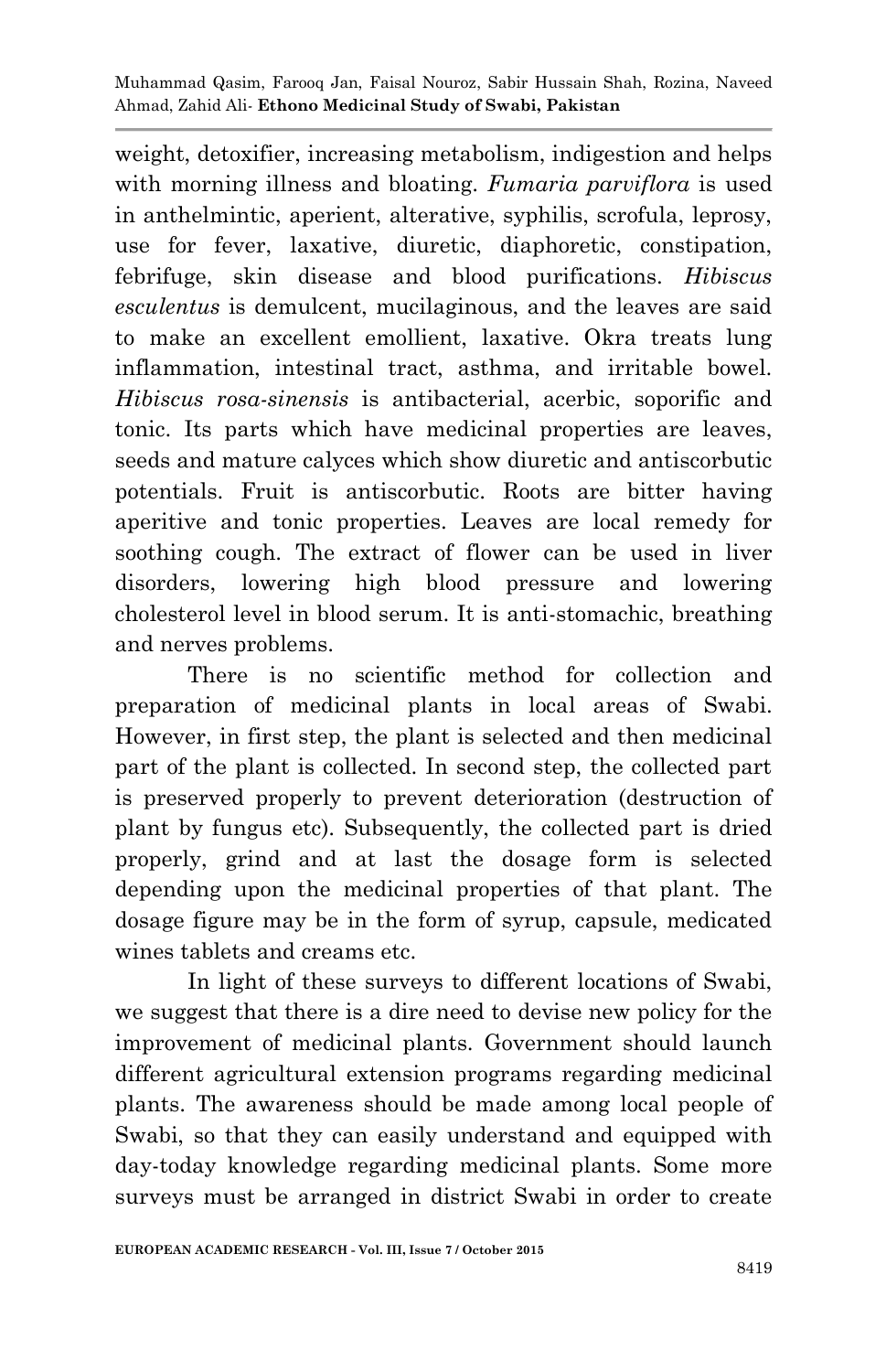weight, detoxifier, increasing metabolism, indigestion and helps with morning illness and bloating. *Fumaria parviflora* is used in anthelmintic, aperient, alterative, syphilis, scrofula, leprosy, use for fever, laxative, diuretic, diaphoretic, constipation, febrifuge, skin disease and blood purifications. *Hibiscus esculentus* is demulcent, mucilaginous, and the leaves are said to make an excellent emollient, laxative. Okra treats lung inflammation, intestinal tract, asthma, and irritable bowel. *Hibiscus rosa-sinensis* is antibacterial, acerbic, soporific and tonic. Its parts which have medicinal properties are leaves, seeds and mature calyces which show diuretic and antiscorbutic potentials. Fruit is antiscorbutic. Roots are bitter having aperitive and tonic properties. Leaves are local remedy for soothing cough. The extract of flower can be used in liver disorders, lowering high blood pressure and lowering cholesterol level in blood serum. It is anti-stomachic, breathing and nerves problems.

There is no scientific method for collection and preparation of medicinal plants in local areas of Swabi. However, in first step, the plant is selected and then medicinal part of the plant is collected. In second step, the collected part is preserved properly to prevent deterioration (destruction of plant by fungus etc). Subsequently, the collected part is dried properly, grind and at last the dosage form is selected depending upon the medicinal properties of that plant. The dosage figure may be in the form of syrup, capsule, medicated wines tablets and creams etc.

In light of these surveys to different locations of Swabi, we suggest that there is a dire need to devise new policy for the improvement of medicinal plants. Government should launch different agricultural extension programs regarding medicinal plants. The awareness should be made among local people of Swabi, so that they can easily understand and equipped with day-today knowledge regarding medicinal plants. Some more surveys must be arranged in district Swabi in order to create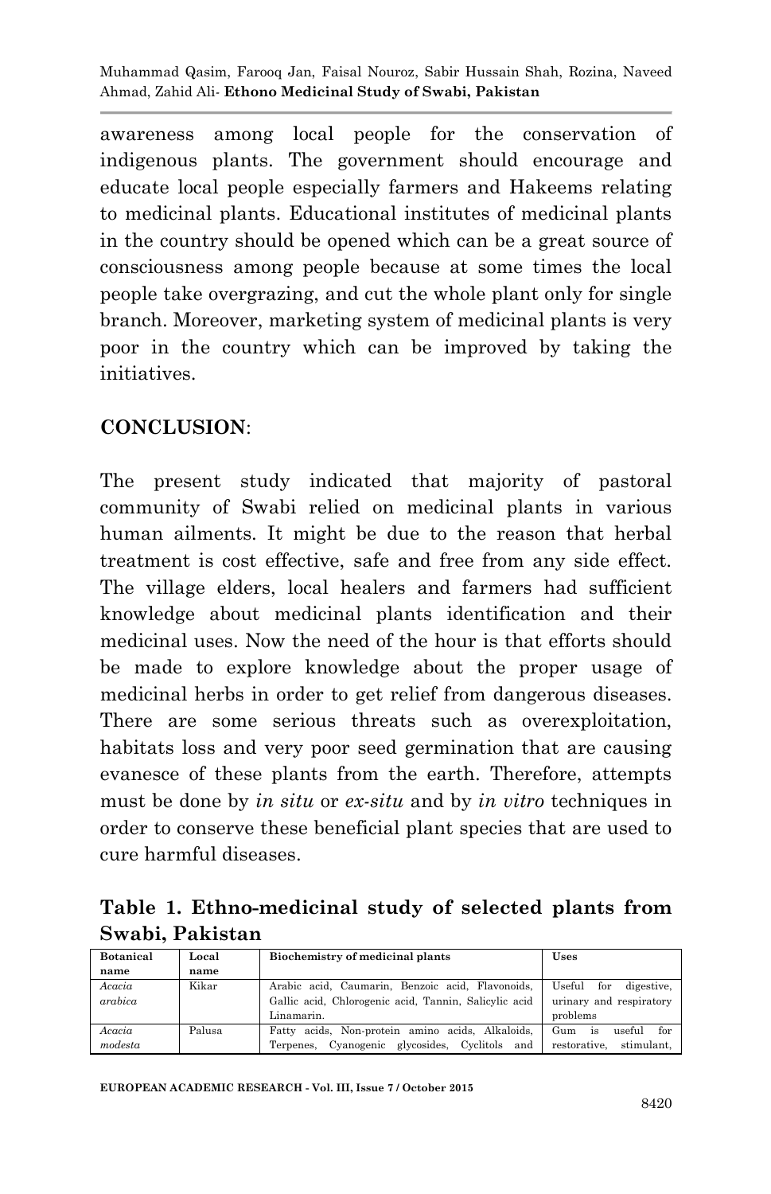awareness among local people for the conservation of indigenous plants. The government should encourage and educate local people especially farmers and Hakeems relating to medicinal plants. Educational institutes of medicinal plants in the country should be opened which can be a great source of consciousness among people because at some times the local people take overgrazing, and cut the whole plant only for single branch. Moreover, marketing system of medicinal plants is very poor in the country which can be improved by taking the initiatives.

## CONCLUSION:

The present study indicated that majority of pastoral community of Swabi relied on medicinal plants in various human ailments. It might be due to the reason that herbal treatment is cost effective, safe and free from any side effect. The village elders, local healers and farmers had sufficient knowledge about medicinal plants identification and their medicinal uses. Now the need of the hour is that efforts should be made to explore knowledge about the proper usage of medicinal herbs in order to get relief from dangerous diseases. There are some serious threats such as overexploitation, habitats loss and very poor seed germination that are causing evanesce of these plants from the earth. Therefore, attempts must be done by *in situ* or *ex-situ* and by *in vitro* techniques in order to conserve these beneficial plant species that are used to cure harmful diseases.

**Table 1. Ethno-medicinal study of selected plants from Swabi, Pakistan**

| Botanical name | Local name | Biochemistry of medicinal plants | Uses |
|---|---|---|---|
| *Acacia arabica* | Kikar | Arabic acid, Caumarin, Benzoic acid, Flavonoids, Gallic acid, Chlorogenic acid, Tannin, Salicylic acid Linamarin. | Useful for digestive, urinary and respiratory problems |
| *Acacia modesta* | Palusa | Fatty acids, Non-protein amino acids, Alkaloids, Terpenes, Cyanogenic glycosides, Cyclitols and | Gum is useful for restorative, stimulant, |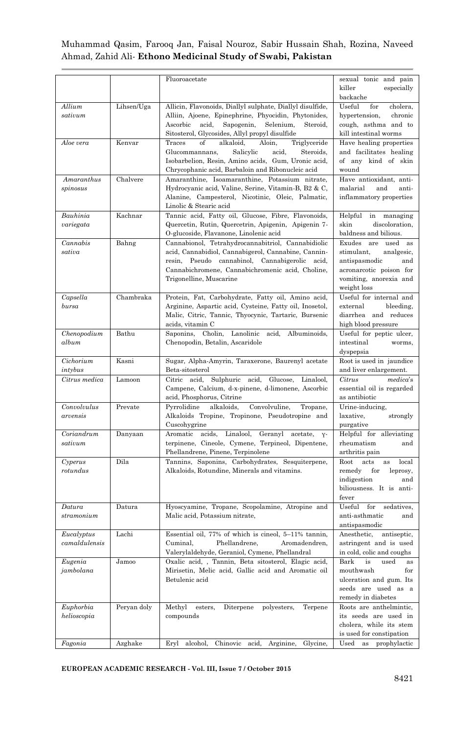| | | | |
|---|---|---|---|
| | | Fluoroacetate | sexual tonic and pain killer especially backache |
| *Allium sativum* | Lihsen/Uga | Allicin, Flavonoids, Diallyl sulphate, Diallyl disulfide, Alliin, Ajoene, Epinephrine, Phyocidin, Phytonides, Ascorbic acid, Sapogenin, Selenium, Steroid, Sitosterol, Glycosides, Allyl propyl disulfide | Useful for cholera, hypertension, chronic cough, asthma and to kill intestinal worms |
| *Aloe vera* | Kenvar | Traces of alkaloid, Aloin, Triglyceride Glucommannans, Salicylic acid, Steroids, Isobarbelion, Resin, Amino acids, Gum, Uronic acid, Chrycophanic acid, Barbaloin and Ribonucleic acid | Have healing properties and facilitates healing of any kind of skin wound |
| *Amaranthus spinosus* | Chalvere | Amaranthine, Isoamaranthine, Potassium nitrate, Hydrocyanic acid, Valine, Serine, Vitamin-B, B2 & C, Alanine, Campesterol, Nicotinic, Oleic, Palmatic, Linolic & Stearic acid | Have antioxidant, anti-malarial and anti-inflammatory properties |
| *Bauhinia variegata* | Kachnar | Tannic acid, Fatty oil, Glucose, Fibre, Flavonoids, Quercetin, Rutin, Quercetrin, Apigenin, Apigenin 7-O-glucoside, Flavanone, Linolenic acid | Helpful in managing skin discoloration, baldness and bilious. |
| *Cannabis sativa* | Bahng | Cannabionol, Tetrahydrocannabitriol, Cannabidiolic acid, Cannabidiol, Cannabigerol, Cannabine, Cannin-resin, Pseudo cannabinol, Cannabigerolic acid, Cannabichromene, Cannabichromenic acid, Choline, Trigonelline, Muscarine | Exudes are used as stimulant, analgesic, antispasmodic and acronarcotic poison for vomiting, anorexia and weight loss |
| *Capsella bursa* | Chambraka | Protein, Fat, Carbohydrate, Fatty oil, Amino acid, Arginine, Aspartic acid, Cysteine, Fatty oil, Inosetol, Malic, Citric, Tannic, Thyocynic, Tartaric, Bursenic acids, vitamin C | Useful for internal and external bleeding, diarrhea and reduces high blood pressure |
| *Chenopodium album* | Bathu | Saponins, Cholin, Lanolinic acid, Albuminoids, Chenopodin, Betalin, Ascaridole | Useful for peptic ulcer, intestinal worms, dyspepsia |
| *Cichorium intybus* | Kasni | Sugar, Alpha-Amyrin, Taraxerone, Baurenyl acetate Beta-sitosterol | Root is used in jaundice and liver enlargement. |
| *Citrus medica* | Lamoon | Citric acid, Sulphuric acid, Glucose, Linalool, Campene, Calcium, d-x-pinene, d-limonene, Ascorbic acid, Phosphorus, Citrine | *Citrus medica*'s essential oil is regarded as antibiotic |
| *Convolvulus arvensis* | Prevate | Pyrrolidine alkaloids, Convolvuline, Tropane, Alkaloids Tropine, Tropinone, Pseudotropine and Cuscohygrine | Urine-inducing, laxative, strongly purgative |
| *Coriandrum sativum* | Danyaan | Aromatic acids, Linalool, Geranyl acetate, γ-terpinene, Cineole, Cymene, Terpineol, Dipentene, Phellandrene, Pinene, Terpinolene | Helpful for alleviating rheumatism and arthritis pain |
| *Cyperus rotundus* | Dila | Tannins, Saponins, Carbohydrates, Sesquiterpene, Alkaloids, Rotundine, Minerals and vitamins. | Root acts as local remedy for leprosy, indigestion and biliousness. It is anti-fever |
| *Datura stramonium* | Datura | Hyoscyamine, Tropane, Scopolamine, Atropine and Malic acid, Potassium nitrate, | Useful for sedatives, anti-asthmatic and antispasmodic |
| *Eucalyptus camaldulensis* | Lachi | Essential oil, 77% of which is cineol, 5–11% tannin, Cuminal, Phellandrene, Aromadendren, Valerylaldehyde, Geraniol, Cymene, Phellandral | Anesthetic, antiseptic, astringent and is used in cold, colic and coughs |
| *Eugenia jambolana* | Jamoo | Oxalic acid, , Tannin, Beta sitosterol, Elagic acid, Mirisetin, Melic acid, Gallic acid and Aromatic oil Betulenic acid | Bark is used as mouthwash for ulceration and gum. Its seeds are used as a remedy in diabetes |
| *Euphorbia helioscopia* | Peryan doly | Methyl esters, Diterpene polyesters, Terpene compounds | Roots are anthelmintic, its seeds are used in cholera, while its stem is used for constipation |
| *Fagonia* | Azghake | Eryl alcohol, Chinovic acid, Arginine, Glycine, | Used as prophylactic |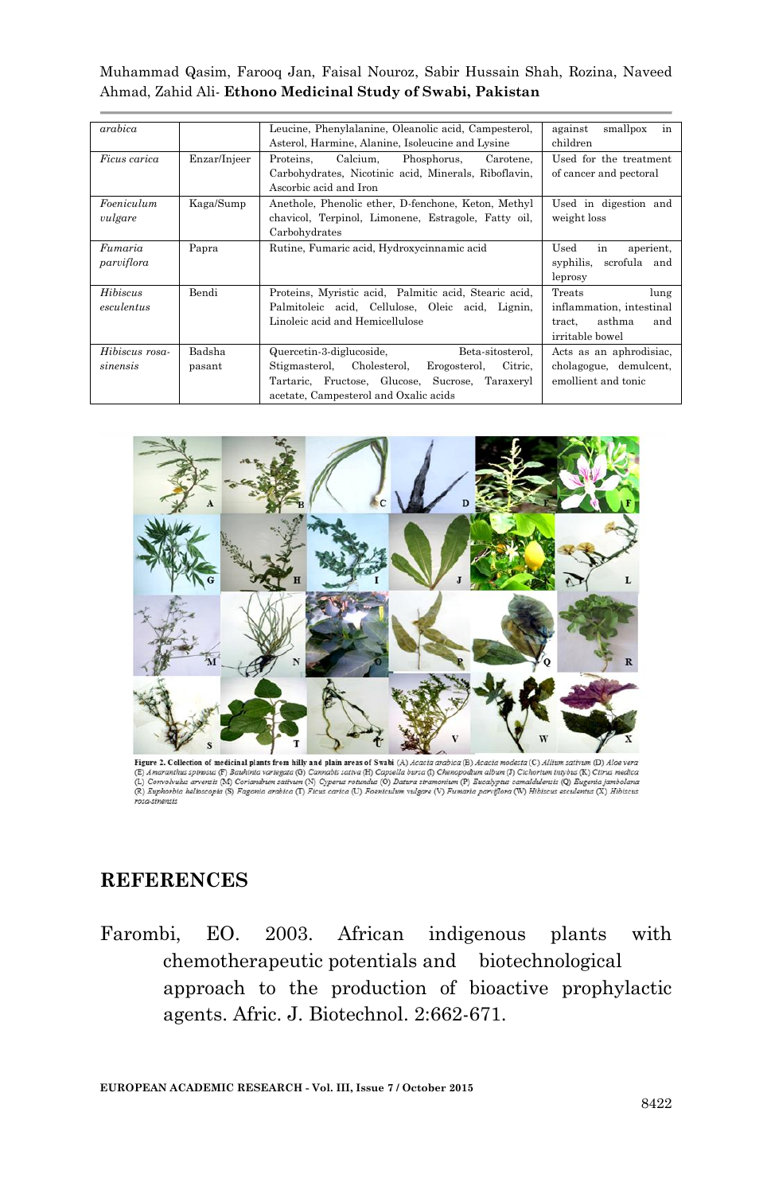| *arabica* | | Leucine, Phenylalanine, Oleanolic acid, Campesterol, Asterol, Harmine, Alanine, Isoleucine and Lysine | against smallpox in children |
|---|---|---|---|
| *Ficus carica* | Enzar/Injeer | Proteins, Calcium, Phosphorus, Carotene, Carbohydrates, Nicotinic acid, Minerals, Riboflavin, Ascorbic acid and Iron | Used for the treatment of cancer and pectoral |
| *Foeniculum vulgare* | Kaga/Sump | Anethole, Phenolic ether, D-fenchone, Keton, Methyl chavicol, Terpinol, Limonene, Estragole, Fatty oil, Carbohydrates | Used in digestion and weight loss |
| *Fumaria parviflora* | Papra | Rutine, Fumaric acid, Hydroxycinnamic acid | Used in aperient, syphilis, scrofula and leprosy |
| *Hibiscus esculentus* | Bendi | Proteins, Myristic acid, Palmitic acid, Stearic acid, Palmitoleic acid, Cellulose, Oleic acid, Lignin, Linoleic acid and Hemicellulose | Treats lung inflammation, intestinal tract, asthma and irritable bowel |
| *Hibiscus rosa-sinensis* | Badsha pasant | Quercetin-3-diglucoside, Beta-sitosterol, Stigmasterol, Cholesterol, Erogosterol, Citric, Tartaric, Fructose, Glucose, Sucrose, Taraxeryl acetate, Campesterol and Oxalic acids | Acts as an aphrodisiac, cholagogue, demulcent, emollient and tonic |

**Figure 2. Collection of medicinal plants from hilly and plain areas of Swabi** (A) *Acacia arabica* (B) *Acacia modesta* (C) *Allium sativum* (D) *Aloe vera* (E) *Amaranthus spinosus* (F) *Bauhinia variegata* (G) *Cannabis sativa* (H) *Capsella bursa* (I) *Chenopodium album* (J) *Cichorium intybus* (K) *Citrus medica* (L) *Convolvulus arvensis* (M) *Coriandrum sativum* (N) *Cyperus rotundus* (O) *Datura stramonium* (P) *Eucalyptus camaldulensis* (Q) *Eugenia jambolana* (R) *Euphorbia helioscopia* (S) *Fagonia arabica* (T) *Ficus carica* (U) *Foeniculum vulgare* (V) *Fumaria parviflora* (W) *Hibiscus esculentus* (X) *Hibiscus rosa-sinensis*

## REFERENCES

Farombi, EO. 2003. African indigenous plants with chemotherapeutic potentials and biotechnological approach to the production of bioactive prophylactic agents. Afric. J. Biotechnol. 2:662-671.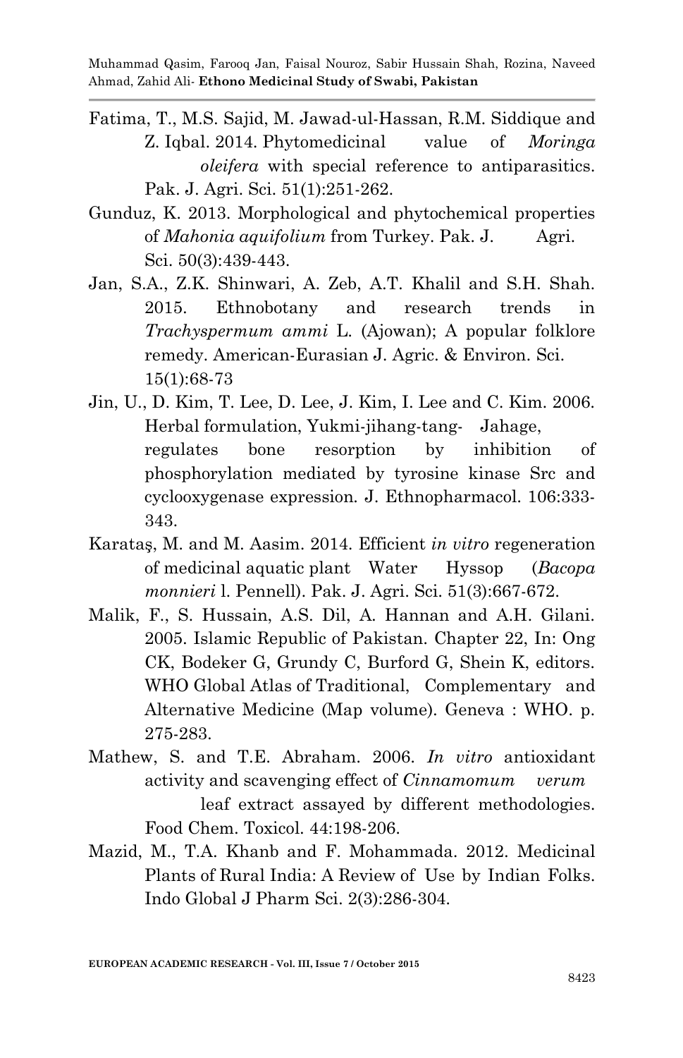Fatima, T., M.S. Sajid, M. Jawad-ul-Hassan, R.M. Siddique and Z. Iqbal. 2014. Phytomedicinal value of *Moringa oleifera* with special reference to antiparasitics. Pak. J. Agri. Sci. 51(1):251-262.

Gunduz, K. 2013. Morphological and phytochemical properties of *Mahonia aquifolium* from Turkey. Pak. J. Agri. Sci. 50(3):439-443.

Jan, S.A., Z.K. Shinwari, A. Zeb, A.T. Khalil and S.H. Shah. 2015. Ethnobotany and research trends in *Trachyspermum ammi* L. (Ajowan); A popular folklore remedy. American-Eurasian J. Agric. & Environ. Sci. 15(1):68-73

Jin, U., D. Kim, T. Lee, D. Lee, J. Kim, I. Lee and C. Kim. 2006. Herbal formulation, Yukmi-jihang-tang- Jahage, regulates bone resorption by inhibition of phosphorylation mediated by tyrosine kinase Src and cyclooxygenase expression. J. Ethnopharmacol. 106:333-343.

Karataş, M. and M. Aasim. 2014. Efficient *in vitro* regeneration of medicinal aquatic plant Water Hyssop (*Bacopa monnieri* l. Pennell). Pak. J. Agri. Sci. 51(3):667-672.

Malik, F., S. Hussain, A.S. Dil, A. Hannan and A.H. Gilani. 2005. Islamic Republic of Pakistan. Chapter 22, In: Ong CK, Bodeker G, Grundy C, Burford G, Shein K, editors. WHO Global Atlas of Traditional, Complementary and Alternative Medicine (Map volume). Geneva : WHO. p. 275-283.

Mathew, S. and T.E. Abraham. 2006. *In vitro* antioxidant activity and scavenging effect of *Cinnamomum verum* leaf extract assayed by different methodologies. Food Chem. Toxicol. 44:198-206.

Mazid, M., T.A. Khanb and F. Mohammada. 2012. Medicinal Plants of Rural India: A Review of Use by Indian Folks. Indo Global J Pharm Sci. 2(3):286-304.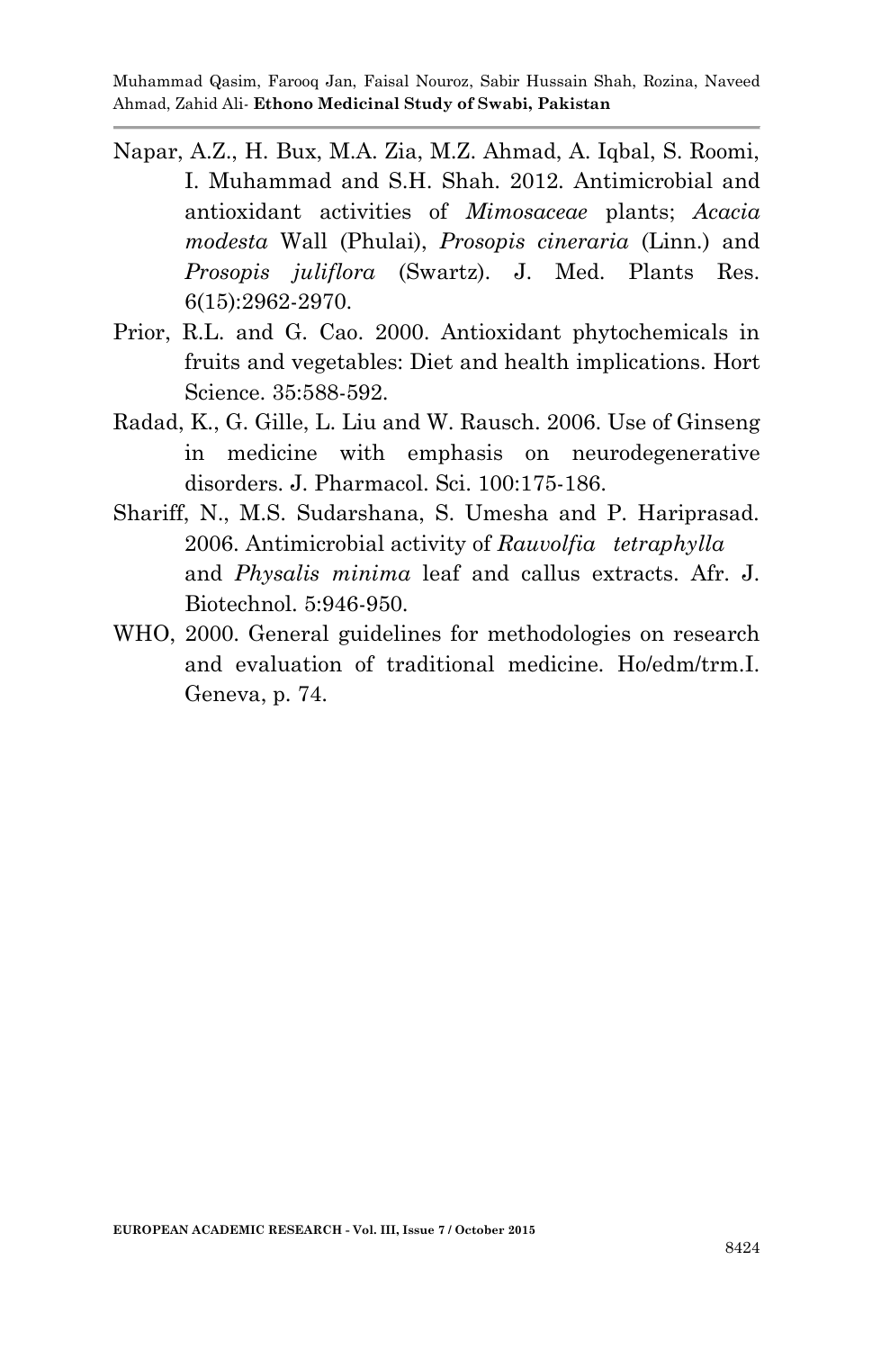Napar, A.Z., H. Bux, M.A. Zia, M.Z. Ahmad, A. Iqbal, S. Roomi, I. Muhammad and S.H. Shah. 2012. Antimicrobial and antioxidant activities of *Mimosaceae* plants; *Acacia modesta* Wall (Phulai), *Prosopis cineraria* (Linn.) and *Prosopis juliflora* (Swartz). J. Med. Plants Res. 6(15):2962-2970.

Prior, R.L. and G. Cao. 2000. Antioxidant phytochemicals in fruits and vegetables: Diet and health implications. Hort Science. 35:588-592.

Radad, K., G. Gille, L. Liu and W. Rausch. 2006. Use of Ginseng in medicine with emphasis on neurodegenerative disorders. J. Pharmacol. Sci. 100:175-186.

Shariff, N., M.S. Sudarshana, S. Umesha and P. Hariprasad. 2006. Antimicrobial activity of *Rauvolfia tetraphylla* and *Physalis minima* leaf and callus extracts. Afr. J. Biotechnol. 5:946-950.

WHO, 2000. General guidelines for methodologies on research and evaluation of traditional medicine. Ho/edm/trm.I. Geneva, p. 74.